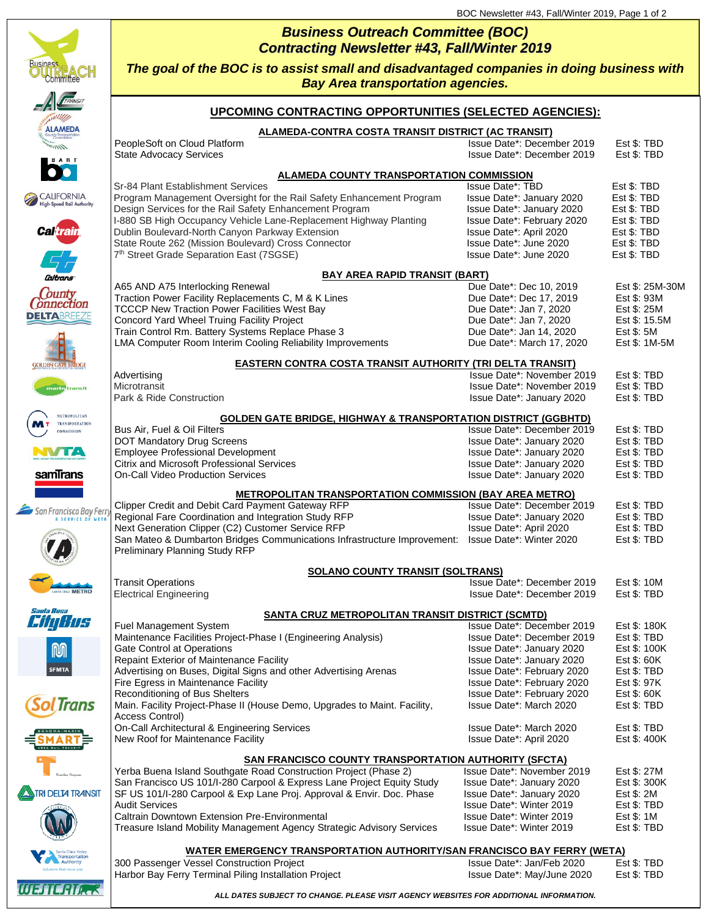# Business Outreach Committee (BOC) Contracting Newsletter #43, Fall/Winter 2019

***The goal of the BOC is to assist small and disadvantaged companies in doing business with Bay Area transportation agencies.***

## UPCOMING CONTRACTING OPPORTUNITIES (SELECTED AGENCIES):

### ALAMEDA-CONTRA COSTA TRANSIT DISTRICT (AC TRANSIT)

| Opportunity | Date | Estimate |
|---|---|---|
| PeopleSoft on Cloud Platform | Issue Date*: December 2019 | Est $: TBD |
| State Advocacy Services | Issue Date*: December 2019 | Est $: TBD |

### ALAMEDA COUNTY TRANSPORTATION COMMISSION

| Opportunity | Date | Estimate |
|---|---|---|
| Sr-84 Plant Establishment Services | Issue Date*: TBD | Est $: TBD |
| Program Management Oversight for the Rail Safety Enhancement Program | Issue Date*: January 2020 | Est $: TBD |
| Design Services for the Rail Safety Enhancement Program | Issue Date*: January 2020 | Est $: TBD |
| I-880 SB High Occupancy Vehicle Lane-Replacement Highway Planting | Issue Date*: February 2020 | Est $: TBD |
| Dublin Boulevard-North Canyon Parkway Extension | Issue Date*: April 2020 | Est $: TBD |
| State Route 262 (Mission Boulevard) Cross Connector | Issue Date*: June 2020 | Est $: TBD |
| 7th Street Grade Separation East (7SGSE) | Issue Date*: June 2020 | Est $: TBD |

### BAY AREA RAPID TRANSIT (BART)

| Opportunity | Date | Estimate |
|---|---|---|
| A65 AND A75 Interlocking Renewal | Due Date*: Dec 10, 2019 | Est $: 25M-30M |
| Traction Power Facility Replacements C, M & K Lines | Due Date*: Dec 17, 2019 | Est $: 93M |
| TCCCP New Traction Power Facilities West Bay | Due Date*: Jan 7, 2020 | Est $: 25M |
| Concord Yard Wheel Truing Facility Project | Due Date*: Jan 7, 2020 | Est $: 15.5M |
| Train Control Rm. Battery Systems Replace Phase 3 | Due Date*: Jan 14, 2020 | Est $: 5M |
| LMA Computer Room Interim Cooling Reliability Improvements | Due Date*: March 17, 2020 | Est $: 1M-5M |

### EASTERN CONTRA COSTA TRANSIT AUTHORITY (TRI DELTA TRANSIT)

| Opportunity | Date | Estimate |
|---|---|---|
| Advertising | Issue Date*: November 2019 | Est $: TBD |
| Microtransit | Issue Date*: November 2019 | Est $: TBD |
| Park & Ride Construction | Issue Date*: January 2020 | Est $: TBD |

### GOLDEN GATE BRIDGE, HIGHWAY & TRANSPORTATION DISTRICT (GGBHTD)

| Opportunity | Date | Estimate |
|---|---|---|
| Bus Air, Fuel & Oil Filters | Issue Date*: December 2019 | Est $: TBD |
| DOT Mandatory Drug Screens | Issue Date*: January 2020 | Est $: TBD |
| Employee Professional Development | Issue Date*: January 2020 | Est $: TBD |
| Citrix and Microsoft Professional Services | Issue Date*: January 2020 | Est $: TBD |
| On-Call Video Production Services | Issue Date*: January 2020 | Est $: TBD |

### METROPOLITAN TRANSPORTATION COMMISSION (BAY AREA METRO)

| Opportunity | Date | Estimate |
|---|---|---|
| Clipper Credit and Debit Card Payment Gateway RFP | Issue Date*: December 2019 | Est $: TBD |
| Regional Fare Coordination and Integration Study RFP | Issue Date*: January 2020 | Est $: TBD |
| Next Generation Clipper (C2) Customer Service RFP | Issue Date*: April 2020 | Est $: TBD |
| San Mateo & Dumbarton Bridges Communications Infrastructure Improvement: Preliminary Planning Study RFP | Issue Date*: Winter 2020 | Est $: TBD |

### SOLANO COUNTY TRANSIT (SOLTRANS)

| Opportunity | Date | Estimate |
|---|---|---|
| Transit Operations | Issue Date*: December 2019 | Est $: 10M |
| Electrical Engineering | Issue Date*: December 2019 | Est $: TBD |

### SANTA CRUZ METROPOLITAN TRANSIT DISTRICT (SCMTD)

| Opportunity | Date | Estimate |
|---|---|---|
| Fuel Management System | Issue Date*: December 2019 | Est $: 180K |
| Maintenance Facilities Project-Phase I (Engineering Analysis) | Issue Date*: December 2019 | Est $: TBD |
| Gate Control at Operations | Issue Date*: January 2020 | Est $: 100K |
| Repaint Exterior of Maintenance Facility | Issue Date*: January 2020 | Est $: 60K |
| Advertising on Buses, Digital Signs and other Advertising Arenas | Issue Date*: February 2020 | Est $: TBD |
| Fire Egress in Maintenance Facility | Issue Date*: February 2020 | Est $: 97K |
| Reconditioning of Bus Shelters | Issue Date*: February 2020 | Est $: 60K |
| Main. Facility Project-Phase II (House Demo, Upgrades to Maint. Facility, Access Control) | Issue Date*: March 2020 | Est $: TBD |
| On-Call Architectural & Engineering Services | Issue Date*: March 2020 | Est $: TBD |
| New Roof for Maintenance Facility | Issue Date*: April 2020 | Est $: 400K |

### SAN FRANCISCO COUNTY TRANSPORTATION AUTHORITY (SFCTA)

| Opportunity | Date | Estimate |
|---|---|---|
| Yerba Buena Island Southgate Road Construction Project (Phase 2) | Issue Date*: November 2019 | Est $: 27M |
| San Francisco US 101/I-280 Carpool & Express Lane Project Equity Study | Issue Date*: January 2020 | Est $: 300K |
| SF US 101/I-280 Carpool & Exp Lane Proj. Approval & Envir. Doc. Phase | Issue Date*: January 2020 | Est $: 2M |
| Audit Services | Issue Date*: Winter 2019 | Est $: TBD |
| Caltrain Downtown Extension Pre-Environmental | Issue Date*: Winter 2019 | Est $: 1M |
| Treasure Island Mobility Management Agency Strategic Advisory Services | Issue Date*: Winter 2019 | Est $: TBD |

### WATER EMERGENCY TRANSPORTATION AUTHORITY/SAN FRANCISCO BAY FERRY (WETA)

| Opportunity | Date | Estimate |
|---|---|---|
| 300 Passenger Vessel Construction Project | Issue Date*: Jan/Feb 2020 | Est $: TBD |
| Harbor Bay Ferry Terminal Piling Installation Project | Issue Date*: May/June 2020 | Est $: TBD |

***ALL DATES SUBJECT TO CHANGE. PLEASE VISIT AGENCY WEBSITES FOR ADDITIONAL INFORMATION.***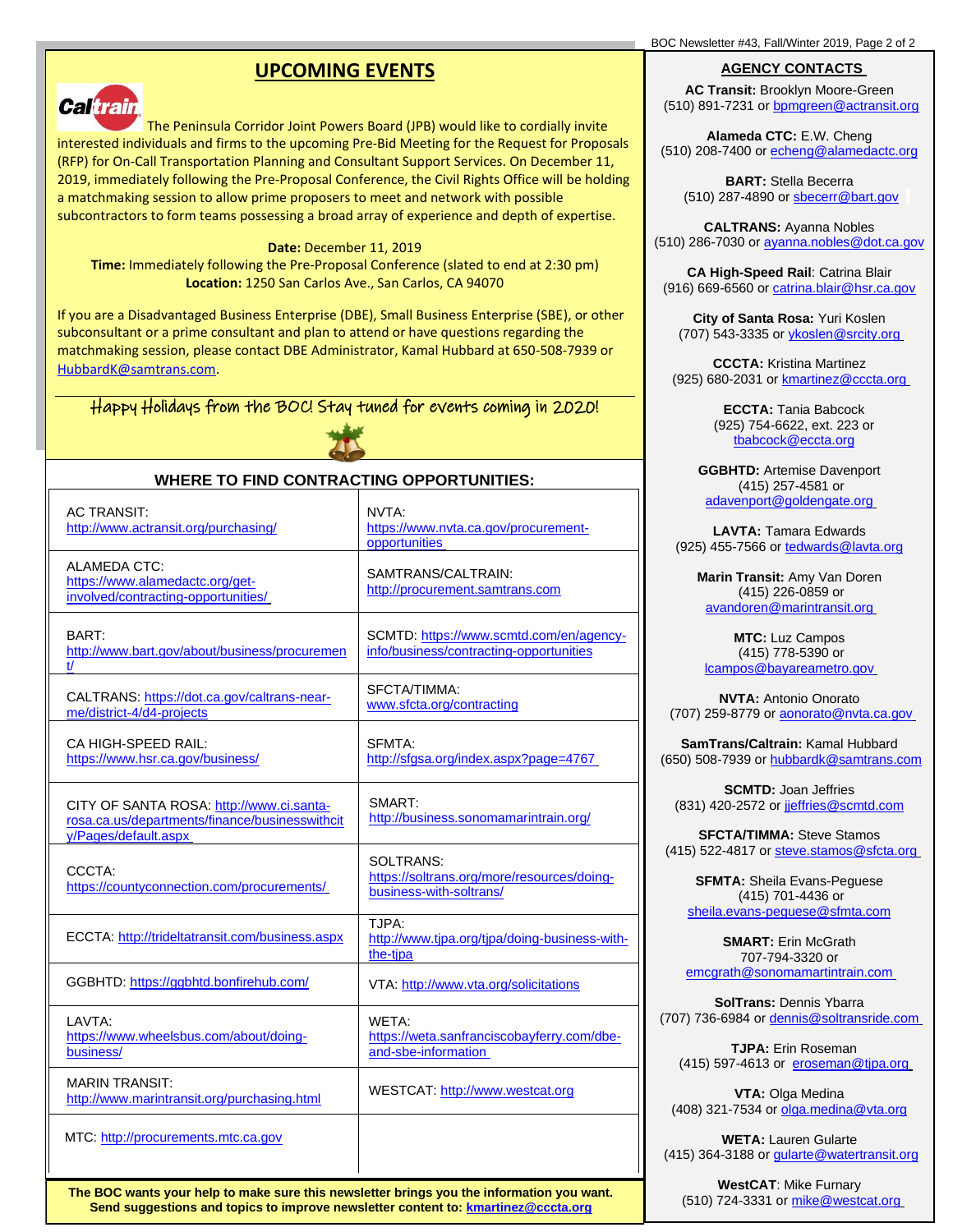## UPCOMING EVENTS

The Peninsula Corridor Joint Powers Board (JPB) would like to cordially invite interested individuals and firms to the upcoming Pre-Bid Meeting for the Request for Proposals (RFP) for On-Call Transportation Planning and Consultant Support Services. On December 11, 2019, immediately following the Pre-Proposal Conference, the Civil Rights Office will be holding a matchmaking session to allow prime proposers to meet and network with possible subcontractors to form teams possessing a broad array of experience and depth of expertise.

**Date:** December 11, 2019
**Time:** Immediately following the Pre-Proposal Conference (slated to end at 2:30 pm)
**Location:** 1250 San Carlos Ave., San Carlos, CA 94070

If you are a Disadvantaged Business Enterprise (DBE), Small Business Enterprise (SBE), or other subconsultant or a prime consultant and plan to attend or have questions regarding the matchmaking session, please contact DBE Administrator, Kamal Hubbard at 650-508-7939 or HubbardK@samtrans.com.

*Happy Holidays from the BOC! Stay tuned for events coming in 2020!*

### WHERE TO FIND CONTRACTING OPPORTUNITIES:

| | |
|---|---|
| AC TRANSIT: http://www.actransit.org/purchasing/ | NVTA: https://www.nvta.ca.gov/procurement-opportunities |
| ALAMEDA CTC: https://www.alamedactc.org/get-involved/contracting-opportunities/ | SAMTRANS/CALTRAIN: http://procurement.samtrans.com |
| BART: http://www.bart.gov/about/business/procurement/ | SCMTD: https://www.scmtd.com/en/agency-info/business/contracting-opportunities |
| CALTRANS: https://dot.ca.gov/caltrans-near-me/district-4/d4-projects | SFCTA/TIMMA: www.sfcta.org/contracting |
| CA HIGH-SPEED RAIL: https://www.hsr.ca.gov/business/ | SFMTA: http://sfgsa.org/index.aspx?page=4767 |
| CITY OF SANTA ROSA: http://www.ci.santa-rosa.ca.us/departments/finance/businesswithcity/Pages/default.aspx | SMART: http://business.sonomamarintrain.org/ |
| CCCTA: https://countyconnection.com/procurements/ | SOLTRANS: https://soltrans.org/more/resources/doing-business-with-soltrans/ |
| ECCTA: http://trideltatransit.com/business.aspx | TJPA: http://www.tjpa.org/tjpa/doing-business-with-the-tjpa |
| GGBHTD: https://ggbhtd.bonfirehub.com/ | VTA: http://www.vta.org/solicitations |
| LAVTA: https://www.wheelsbus.com/about/doing-business/ | WETA: https://weta.sanfranciscobayferry.com/dbe-and-sbe-information |
| MARIN TRANSIT: http://www.marintransit.org/purchasing.html | WESTCAT: http://www.westcat.org |
| MTC: http://procurements.mtc.ca.gov | |

**The BOC wants your help to make sure this newsletter brings you the information you want. Send suggestions and topics to improve newsletter content to: kmartinez@cccta.org**

### AGENCY CONTACTS

**AC Transit:** Brooklyn Moore-Green
(510) 891-7231 or bpmgreen@actransit.org

**Alameda CTC:** E.W. Cheng
(510) 208-7400 or echeng@alamedactc.org

**BART:** Stella Becerra
(510) 287-4890 or sbecerr@bart.gov

**CALTRANS:** Ayanna Nobles
(510) 286-7030 or ayanna.nobles@dot.ca.gov

**CA High-Speed Rail:** Catrina Blair
(916) 669-6560 or catrina.blair@hsr.ca.gov

**City of Santa Rosa:** Yuri Koslen
(707) 543-3335 or ykoslen@srcity.org

**CCCTA:** Kristina Martinez
(925) 680-2031 or kmartinez@cccta.org

**ECCTA:** Tania Babcock
(925) 754-6622, ext. 223 or tbabcock@eccta.org

**GGBHTD:** Artemise Davenport
(415) 257-4581 or adavenport@goldengate.org

**LAVTA:** Tamara Edwards
(925) 455-7566 or tedwards@lavta.org

**Marin Transit:** Amy Van Doren
(415) 226-0859 or avandoren@marintransit.org

**MTC:** Luz Campos
(415) 778-5390 or lcampos@bayareametro.gov

**NVTA:** Antonio Onorato
(707) 259-8779 or aonorato@nvta.ca.gov

**SamTrans/Caltrain:** Kamal Hubbard
(650) 508-7939 or hubbardk@samtrans.com

**SCMTD:** Joan Jeffries
(831) 420-2572 or jjeffries@scmtd.com

**SFCTA/TIMMA:** Steve Stamos
(415) 522-4817 or steve.stamos@sfcta.org

**SFMTA:** Sheila Evans-Peguese
(415) 701-4436 or sheila.evans-peguese@sfmta.com

**SMART:** Erin McGrath
707-794-3320 or emcgrath@sonomamartintrain.com

**SolTrans:** Dennis Ybarra
(707) 736-6984 or dennis@soltransride.com

**TJPA:** Erin Roseman
(415) 597-4613 or eroseman@tjpa.org

**VTA:** Olga Medina
(408) 321-7534 or olga.medina@vta.org

**WETA:** Lauren Gularte
(415) 364-3188 or gularte@watertransit.org

**WestCAT:** Mike Furnary
(510) 724-3331 or mike@westcat.org